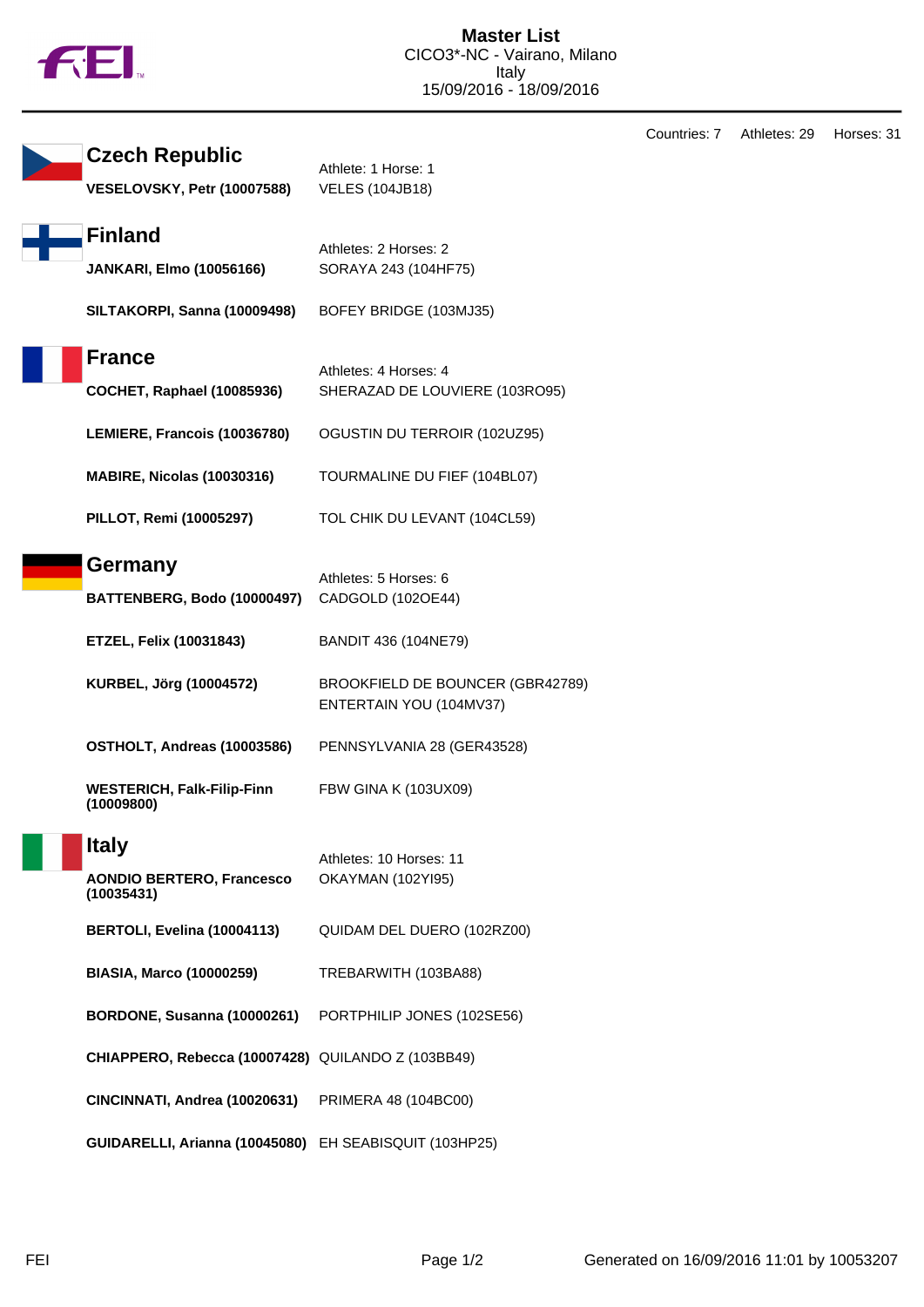# Master List

CICO3*-NC - Vairano, Milano
Italy
15/09/2016 - 18/09/2016

Countries: 7 Athletes: 29 Horses: 31

## Czech Republic

Athlete: 1 Horse: 1

| Athlete | Horse |
|---|---|
| **VESELOVSKY, Petr (10007588)** | VELES (104JB18) |

## Finland

Athletes: 2 Horses: 2

| Athlete | Horse |
|---|---|
| **JANKARI, Elmo (10056166)** | SORAYA 243 (104HF75) |
| **SILTAKORPI, Sanna (10009498)** | BOFEY BRIDGE (103MJ35) |

## France

Athletes: 4 Horses: 4

| Athlete | Horse |
|---|---|
| **COCHET, Raphael (10085936)** | SHERAZAD DE LOUVIERE (103RO95) |
| **LEMIERE, Francois (10036780)** | OGUSTIN DU TERROIR (102UZ95) |
| **MABIRE, Nicolas (10030316)** | TOURMALINE DU FIEF (104BL07) |
| **PILLOT, Remi (10005297)** | TOL CHIK DU LEVANT (104CL59) |

## Germany

Athletes: 5 Horses: 6

| Athlete | Horse |
|---|---|
| **BATTENBERG, Bodo (10000497)** | CADGOLD (102OE44) |
| **ETZEL, Felix (10031843)** | BANDIT 436 (104NE79) |
| **KURBEL, Jörg (10004572)** | BROOKFIELD DE BOUNCER (GBR42789)<br>ENTERTAIN YOU (104MV37) |
| **OSTHOLT, Andreas (10003586)** | PENNSYLVANIA 28 (GER43528) |
| **WESTERICH, Falk-Filip-Finn (10009800)** | FBW GINA K (103UX09) |

## Italy

Athletes: 10 Horses: 11

| Athlete | Horse |
|---|---|
| **AONDIO BERTERO, Francesco (10035431)** | OKAYMAN (102YI95) |
| **BERTOLI, Evelina (10004113)** | QUIDAM DEL DUERO (102RZ00) |
| **BIASIA, Marco (10000259)** | TREBARWITH (103BA88) |
| **BORDONE, Susanna (10000261)** | PORTPHILIP JONES (102SE56) |
| **CHIAPPERO, Rebecca (10007428)** | QUILANDO Z (103BB49) |
| **CINCINNATI, Andrea (10020631)** | PRIMERA 48 (104BC00) |
| **GUIDARELLI, Arianna (10045080)** | EH SEABISQUIT (103HP25) |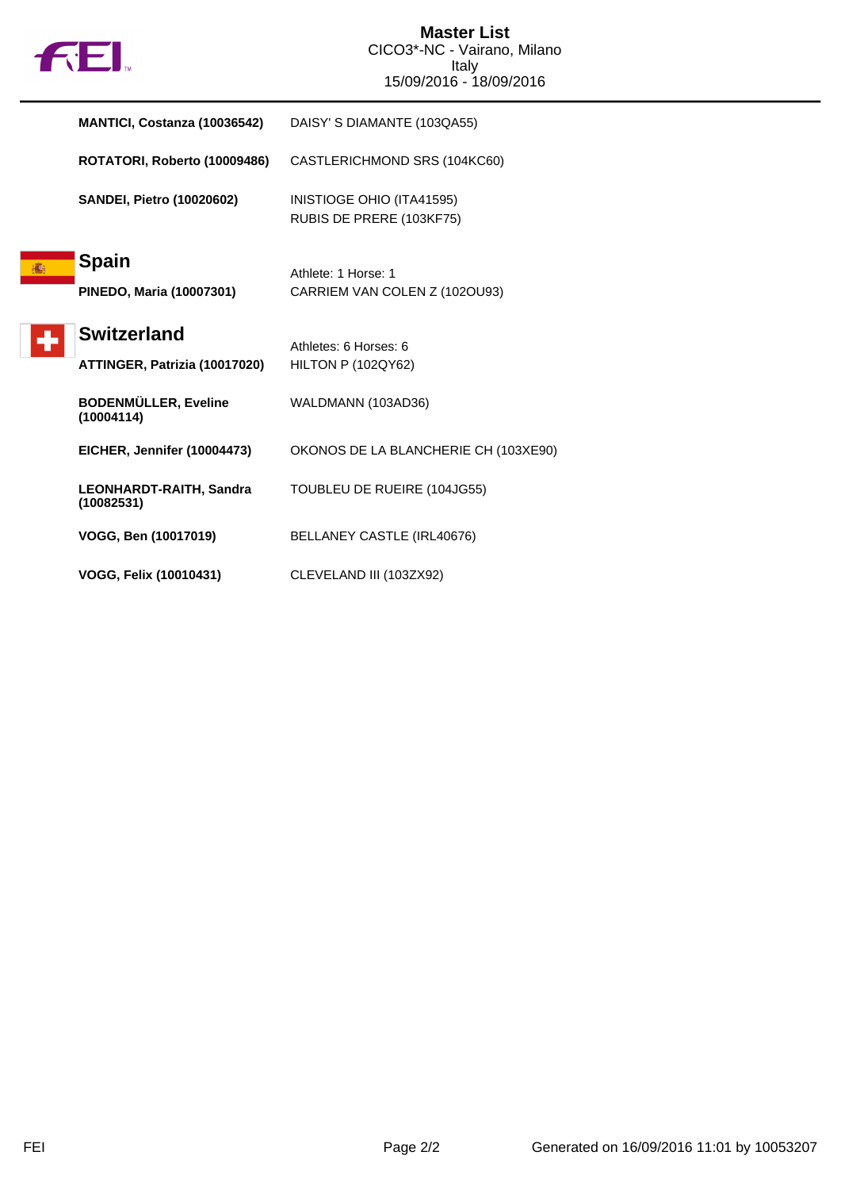| | |
|---|---|
| **MANTICI, Costanza (10036542)** | DAISY' S DIAMANTE (103QA55) |
| **ROTATORI, Roberto (10009486)** | CASTLERICHMOND SRS (104KC60) |
| **SANDEI, Pietro (10020602)** | INISTIOGE OHIO (ITA41595)<br>RUBIS DE PRERE (103KF75) |

## Spain

Athlete: 1 Horse: 1

| | |
|---|---|
| **PINEDO, Maria (10007301)** | CARRIEM VAN COLEN Z (102OU93) |

## Switzerland

Athletes: 6 Horses: 6

| | |
|---|---|
| **ATTINGER, Patrizia (10017020)** | HILTON P (102QY62) |
| **BODENMÜLLER, Eveline (10004114)** | WALDMANN (103AD36) |
| **EICHER, Jennifer (10004473)** | OKONOS DE LA BLANCHERIE CH (103XE90) |
| **LEONHARDT-RAITH, Sandra (10082531)** | TOUBLEU DE RUEIRE (104JG55) |
| **VOGG, Ben (10017019)** | BELLANEY CASTLE (IRL40676) |
| **VOGG, Felix (10010431)** | CLEVELAND III (103ZX92) |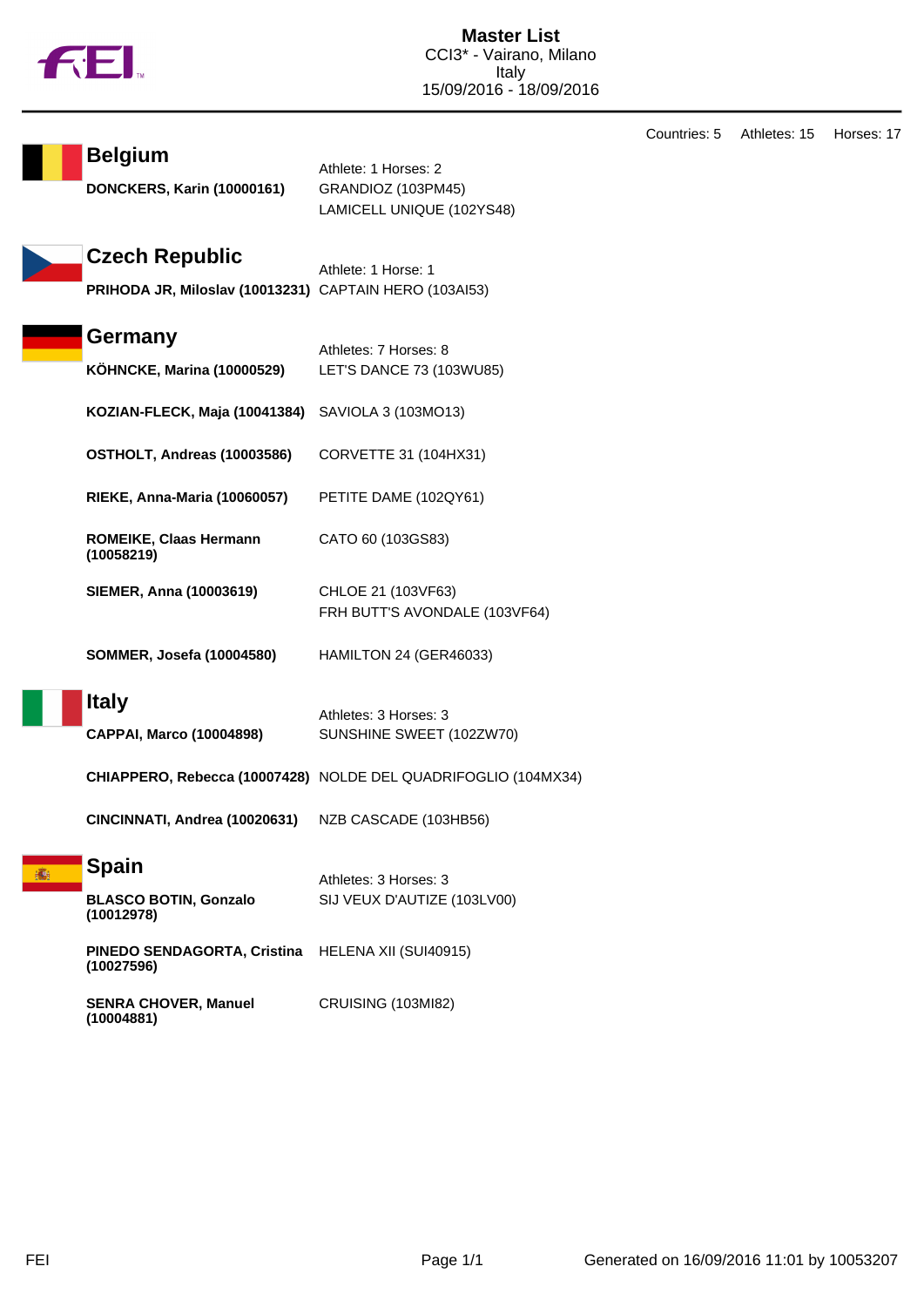# Master List

CCI3* - Vairano, Milano
Italy
15/09/2016 - 18/09/2016

Countries: 5 Athletes: 15 Horses: 17

## Belgium

Athlete: 1 Horses: 2

| Athlete | Horse |
|---|---|
| **DONCKERS, Karin (10000161)** | GRANDIOZ (103PM45) |
| | LAMICELL UNIQUE (102YS48) |

## Czech Republic

Athlete: 1 Horse: 1

| Athlete | Horse |
|---|---|
| **PRIHODA JR, Miloslav (10013231)** | CAPTAIN HERO (103AI53) |

## Germany

Athletes: 7 Horses: 8

| Athlete | Horse |
|---|---|
| **KÖHNCKE, Marina (10000529)** | LET'S DANCE 73 (103WU85) |
| **KOZIAN-FLECK, Maja (10041384)** | SAVIOLA 3 (103MO13) |
| **OSTHOLT, Andreas (10003586)** | CORVETTE 31 (104HX31) |
| **RIEKE, Anna-Maria (10060057)** | PETITE DAME (102QY61) |
| **ROMEIKE, Claas Hermann (10058219)** | CATO 60 (103GS83) |
| **SIEMER, Anna (10003619)** | CHLOE 21 (103VF63) |
| | FRH BUTT'S AVONDALE (103VF64) |
| **SOMMER, Josefa (10004580)** | HAMILTON 24 (GER46033) |

## Italy

Athletes: 3 Horses: 3

| Athlete | Horse |
|---|---|
| **CAPPAI, Marco (10004898)** | SUNSHINE SWEET (102ZW70) |
| **CHIAPPERO, Rebecca (10007428)** | NOLDE DEL QUADRIFOGLIO (104MX34) |
| **CINCINNATI, Andrea (10020631)** | NZB CASCADE (103HB56) |

## Spain

Athletes: 3 Horses: 3

| Athlete | Horse |
|---|---|
| **BLASCO BOTIN, Gonzalo (10012978)** | SIJ VEUX D'AUTIZE (103LV00) |
| **PINEDO SENDAGORTA, Cristina (10027596)** | HELENA XII (SUI40915) |
| **SENRA CHOVER, Manuel (10004881)** | CRUISING (103MI82) |

Generated on 16/09/2016 11:01 by 10053207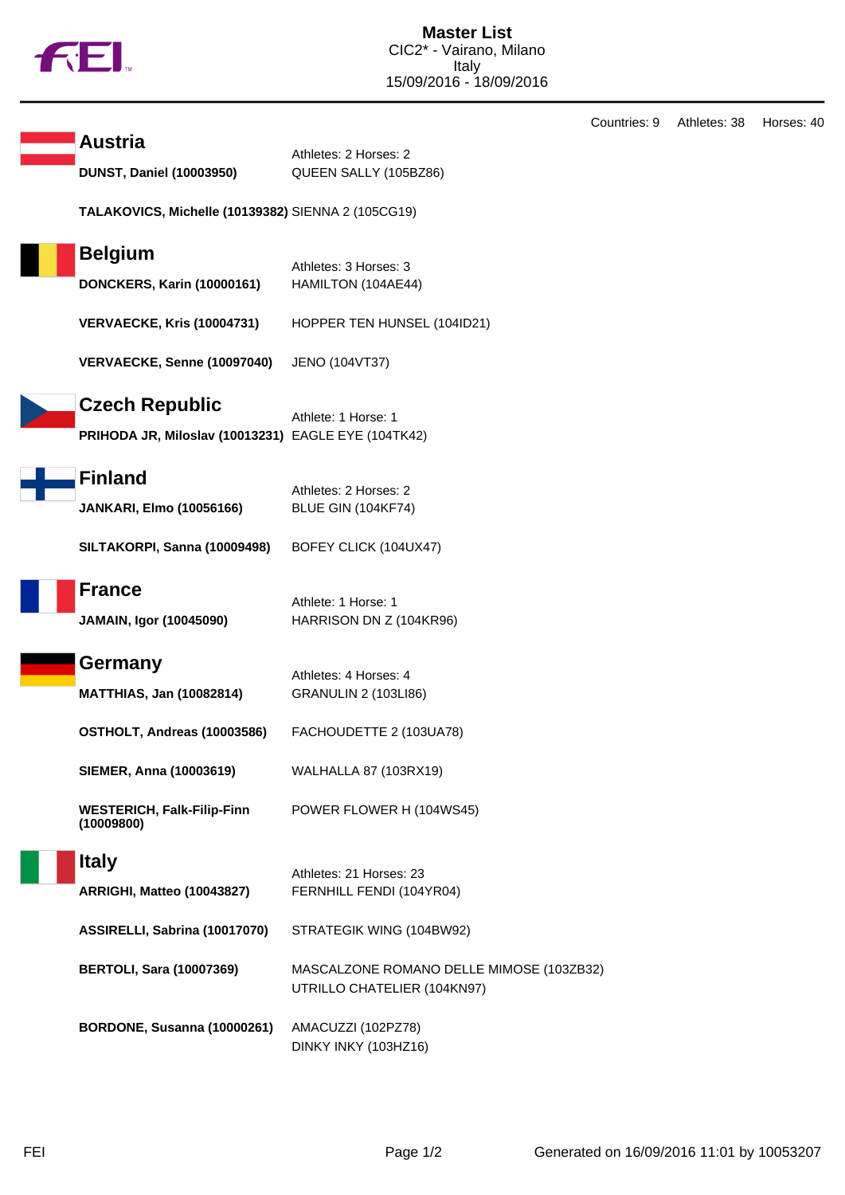# Master List

CIC2* - Vairano, Milano
Italy
15/09/2016 - 18/09/2016

Countries: 9 Athletes: 38 Horses: 40

## Austria

Athletes: 2 Horses: 2

| Athlete | Horse |
|---|---|
| **DUNST, Daniel (10003950)** | QUEEN SALLY (105BZ86) |
| **TALAKOVICS, Michelle (10139382)** | SIENNA 2 (105CG19) |

## Belgium

Athletes: 3 Horses: 3

| Athlete | Horse |
|---|---|
| **DONCKERS, Karin (10000161)** | HAMILTON (104AE44) |
| **VERVAECKE, Kris (10004731)** | HOPPER TEN HUNSEL (104ID21) |
| **VERVAECKE, Senne (10097040)** | JENO (104VT37) |

## Czech Republic

Athlete: 1 Horse: 1

| Athlete | Horse |
|---|---|
| **PRIHODA JR, Miloslav (10013231)** | EAGLE EYE (104TK42) |

## Finland

Athletes: 2 Horses: 2

| Athlete | Horse |
|---|---|
| **JANKARI, Elmo (10056166)** | BLUE GIN (104KF74) |
| **SILTAKORPI, Sanna (10009498)** | BOFEY CLICK (104UX47) |

## France

Athlete: 1 Horse: 1

| Athlete | Horse |
|---|---|
| **JAMAIN, Igor (10045090)** | HARRISON DN Z (104KR96) |

## Germany

Athletes: 4 Horses: 4

| Athlete | Horse |
|---|---|
| **MATTHIAS, Jan (10082814)** | GRANULIN 2 (103LI86) |
| **OSTHOLT, Andreas (10003586)** | FACHOUDETTE 2 (103UA78) |
| **SIEMER, Anna (10003619)** | WALHALLA 87 (103RX19) |
| **WESTERICH, Falk-Filip-Finn (10009800)** | POWER FLOWER H (104WS45) |

## Italy

Athletes: 21 Horses: 23

| Athlete | Horse |
|---|---|
| **ARRIGHI, Matteo (10043827)** | FERNHILL FENDI (104YR04) |
| **ASSIRELLI, Sabrina (10017070)** | STRATEGIK WING (104BW92) |
| **BERTOLI, Sara (10007369)** | MASCALZONE ROMANO DELLE MIMOSE (103ZB32)<br>UTRILLO CHATELIER (104KN97) |
| **BORDONE, Susanna (10000261)** | AMACUZZI (102PZ78)<br>DINKY INKY (103HZ16) |

FEI

Generated on 16/09/2016 11:01 by 10053207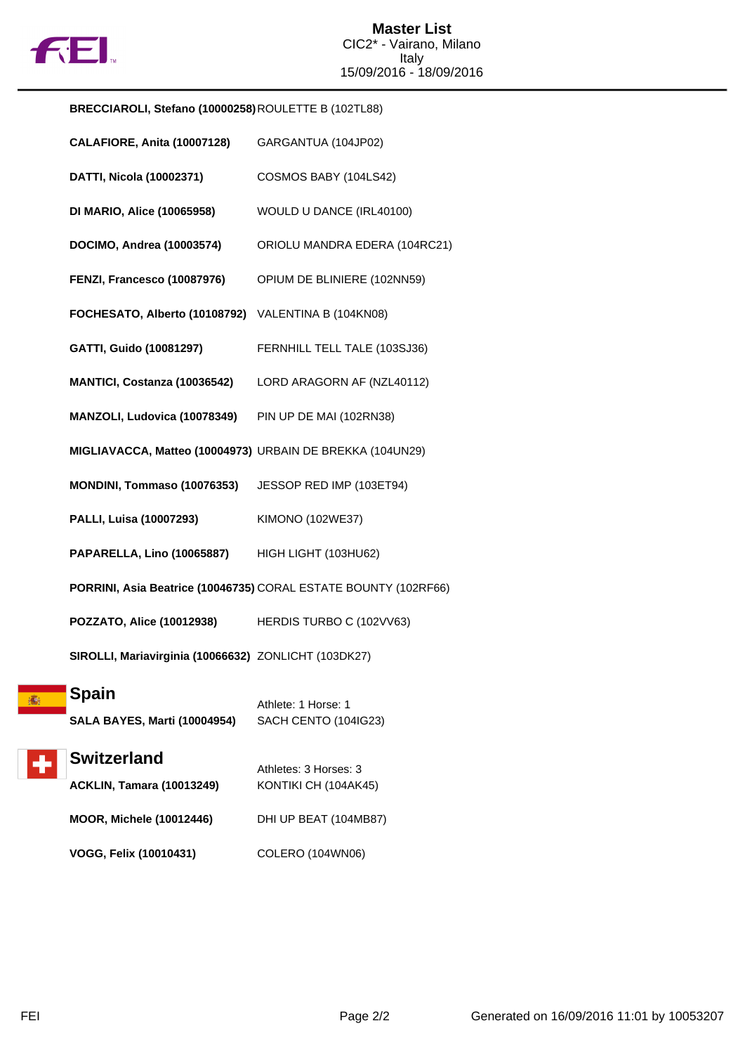| | |
|---|---|
| **BRECCIAROLI, Stefano (10000258)** | ROULETTE B (102TL88) |
| **CALAFIORE, Anita (10007128)** | GARGANTUA (104JP02) |
| **DATTI, Nicola (10002371)** | COSMOS BABY (104LS42) |
| **DI MARIO, Alice (10065958)** | WOULD U DANCE (IRL40100) |
| **DOCIMO, Andrea (10003574)** | ORIOLU MANDRA EDERA (104RC21) |
| **FENZI, Francesco (10087976)** | OPIUM DE BLINIERE (102NN59) |
| **FOCHESATO, Alberto (10108792)** | VALENTINA B (104KN08) |
| **GATTI, Guido (10081297)** | FERNHILL TELL TALE (103SJ36) |
| **MANTICI, Costanza (10036542)** | LORD ARAGORN AF (NZL40112) |
| **MANZOLI, Ludovica (10078349)** | PIN UP DE MAI (102RN38) |
| **MIGLIAVACCA, Matteo (10004973)** | URBAIN DE BREKKA (104UN29) |
| **MONDINI, Tommaso (10076353)** | JESSOP RED IMP (103ET94) |
| **PALLI, Luisa (10007293)** | KIMONO (102WE37) |
| **PAPARELLA, Lino (10065887)** | HIGH LIGHT (103HU62) |
| **PORRINI, Asia Beatrice (10046735)** | CORAL ESTATE BOUNTY (102RF66) |
| **POZZATO, Alice (10012938)** | HERDIS TURBO C (102VV63) |
| **SIROLLI, Mariavirginia (10066632)** | ZONLICHT (103DK27) |

## Spain

Athlete: 1 Horse: 1

| | |
|---|---|
| **SALA BAYES, Marti (10004954)** | SACH CENTO (104IG23) |

## Switzerland

Athletes: 3 Horses: 3

| | |
|---|---|
| **ACKLIN, Tamara (10013249)** | KONTIKI CH (104AK45) |
| **MOOR, Michele (10012446)** | DHI UP BEAT (104MB87) |
| **VOGG, Felix (10010431)** | COLERO (104WN06) |